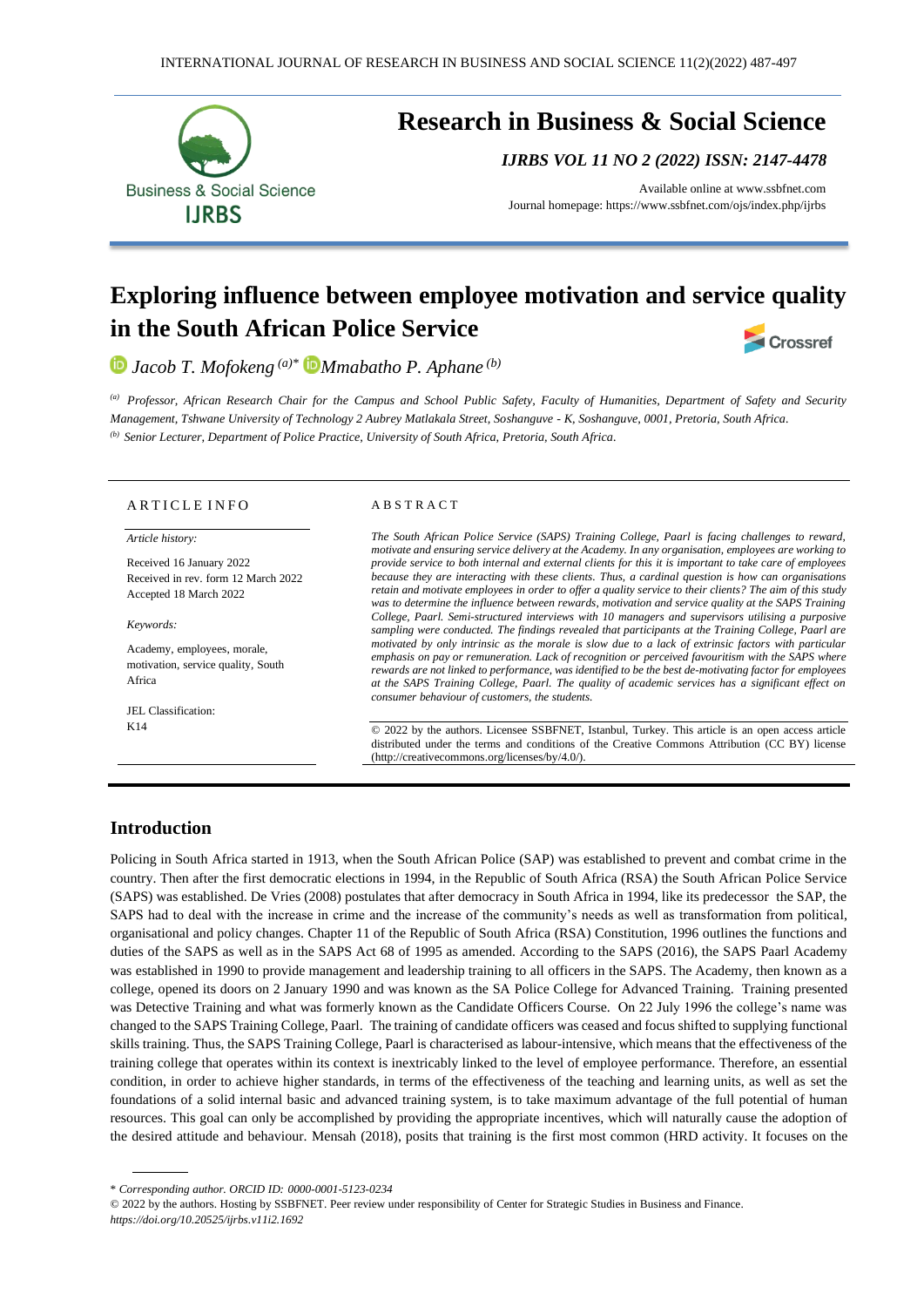# Research in Business & Social Science

*IJRBS VOL 11 NO 2 (2022) ISSN: 2147-4478*

Available online at www.ssbfnet.com
Journal homepage: https://www.ssbfnet.com/ojs/index.php/ijrbs

# Exploring influence between employee motivation and service quality in the South African Police Service

*Jacob T. Mofokeng* [(a)*] *Mmabatho P. Aphane* [(b)]

[(a)] *Professor, African Research Chair for the Campus and School Public Safety, Faculty of Humanities, Department of Safety and Security Management, Tshwane University of Technology 2 Aubrey Matlakala Street, Soshanguve - K, Soshanguve, 0001, Pretoria, South Africa.*
[(b)] *Senior Lecturer, Department of Police Practice, University of South Africa, Pretoria, South Africa.*

## ARTICLE INFO

*Article history:*

Received 16 January 2022
Received in rev. form 12 March 2022
Accepted 18 March 2022

*Keywords:*

Academy, employees, morale, motivation, service quality, South Africa

JEL Classification:
K14

## ABSTRACT

*The South African Police Service (SAPS) Training College, Paarl is facing challenges to reward, motivate and ensuring service delivery at the Academy. In any organisation, employees are working to provide service to both internal and external clients for this it is important to take care of employees because they are interacting with these clients. Thus, a cardinal question is how can organisations retain and motivate employees in order to offer a quality service to their clients? The aim of this study was to determine the influence between rewards, motivation and service quality at the SAPS Training College, Paarl. Semi-structured interviews with 10 managers and supervisors utilising a purposive sampling were conducted. The findings revealed that participants at the Training College, Paarl are motivated by only intrinsic as the morale is slow due to a lack of extrinsic factors with particular emphasis on pay or remuneration. Lack of recognition or perceived favouritism with the SAPS where rewards are not linked to performance, was identified to be the best de-motivating factor for employees at the SAPS Training College, Paarl. The quality of academic services has a significant effect on consumer behaviour of customers, the students.*

© 2022 by the authors. Licensee SSBFNET, Istanbul, Turkey. This article is an open access article distributed under the terms and conditions of the Creative Commons Attribution (CC BY) license (http://creativecommons.org/licenses/by/4.0/).

## Introduction

Policing in South Africa started in 1913, when the South African Police (SAP) was established to prevent and combat crime in the country. Then after the first democratic elections in 1994, in the Republic of South Africa (RSA) the South African Police Service (SAPS) was established. De Vries (2008) postulates that after democracy in South Africa in 1994, like its predecessor the SAP, the SAPS had to deal with the increase in crime and the increase of the community's needs as well as transformation from political, organisational and policy changes. Chapter 11 of the Republic of South Africa (RSA) Constitution, 1996 outlines the functions and duties of the SAPS as well as in the SAPS Act 68 of 1995 as amended. According to the SAPS (2016), the SAPS Paarl Academy was established in 1990 to provide management and leadership training to all officers in the SAPS. The Academy, then known as a college, opened its doors on 2 January 1990 and was known as the SA Police College for Advanced Training. Training presented was Detective Training and what was formerly known as the Candidate Officers Course. On 22 July 1996 the college's name was changed to the SAPS Training College, Paarl. The training of candidate officers was ceased and focus shifted to supplying functional skills training. Thus, the SAPS Training College, Paarl is characterised as labour-intensive, which means that the effectiveness of the training college that operates within its context is inextricably linked to the level of employee performance. Therefore, an essential condition, in order to achieve higher standards, in terms of the effectiveness of the teaching and learning units, as well as set the foundations of a solid internal basic and advanced training system, is to take maximum advantage of the full potential of human resources. This goal can only be accomplished by providing the appropriate incentives, which will naturally cause the adoption of the desired attitude and behaviour. Mensah (2018), posits that training is the first most common (HRD activity. It focuses on the

\* *Corresponding author. ORCID ID: 0000-0001-5123-0234*
© 2022 by the authors. Hosting by SSBFNET. Peer review under responsibility of Center for Strategic Studies in Business and Finance.
*https://doi.org/10.20525/ijrbs.v11i2.1692*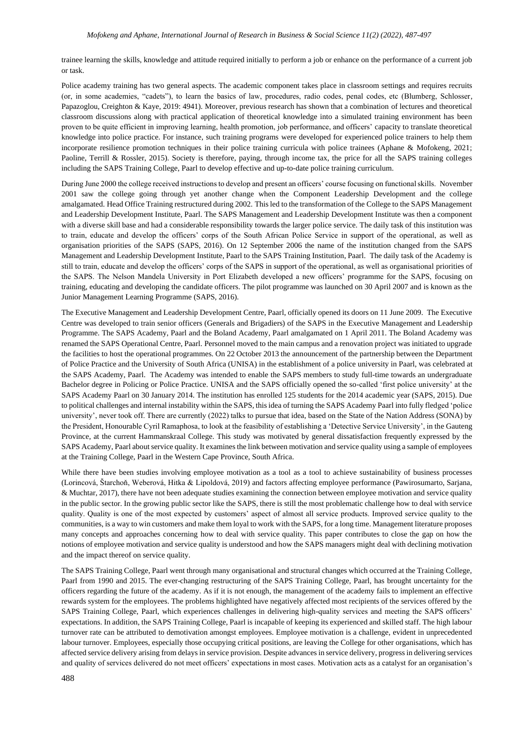trainee learning the skills, knowledge and attitude required initially to perform a job or enhance on the performance of a current job or task.

Police academy training has two general aspects. The academic component takes place in classroom settings and requires recruits (or, in some academies, "cadets"), to learn the basics of law, procedures, radio codes, penal codes, etc (Blumberg, Schlosser, Papazoglou, Creighton & Kaye, 2019: 4941). Moreover, previous research has shown that a combination of lectures and theoretical classroom discussions along with practical application of theoretical knowledge into a simulated training environment has been proven to be quite efficient in improving learning, health promotion, job performance, and officers' capacity to translate theoretical knowledge into police practice. For instance, such training programs were developed for experienced police trainers to help them incorporate resilience promotion techniques in their police training curricula with police trainees (Aphane & Mofokeng, 2021; Paoline, Terrill & Rossler, 2015). Society is therefore, paying, through income tax, the price for all the SAPS training colleges including the SAPS Training College, Paarl to develop effective and up-to-date police training curriculum.

During June 2000 the college received instructions to develop and present an officers' course focusing on functional skills. November 2001 saw the college going through yet another change when the Component Leadership Development and the college amalgamated. Head Office Training restructured during 2002. This led to the transformation of the College to the SAPS Management and Leadership Development Institute, Paarl. The SAPS Management and Leadership Development Institute was then a component with a diverse skill base and had a considerable responsibility towards the larger police service. The daily task of this institution was to train, educate and develop the officers' corps of the South African Police Service in support of the operational, as well as organisation priorities of the SAPS (SAPS, 2016). On 12 September 2006 the name of the institution changed from the SAPS Management and Leadership Development Institute, Paarl to the SAPS Training Institution, Paarl. The daily task of the Academy is still to train, educate and develop the officers' corps of the SAPS in support of the operational, as well as organisational priorities of the SAPS. The Nelson Mandela University in Port Elizabeth developed a new officers' programme for the SAPS, focusing on training, educating and developing the candidate officers. The pilot programme was launched on 30 April 2007 and is known as the Junior Management Learning Programme (SAPS, 2016).

The Executive Management and Leadership Development Centre, Paarl, officially opened its doors on 11 June 2009. The Executive Centre was developed to train senior officers (Generals and Brigadiers) of the SAPS in the Executive Management and Leadership Programme. The SAPS Academy, Paarl and the Boland Academy, Paarl amalgamated on 1 April 2011. The Boland Academy was renamed the SAPS Operational Centre, Paarl. Personnel moved to the main campus and a renovation project was initiated to upgrade the facilities to host the operational programmes. On 22 October 2013 the announcement of the partnership between the Department of Police Practice and the University of South Africa (UNISA) in the establishment of a police university in Paarl, was celebrated at the SAPS Academy, Paarl. The Academy was intended to enable the SAPS members to study full-time towards an undergraduate Bachelor degree in Policing or Police Practice. UNISA and the SAPS officially opened the so-called 'first police university' at the SAPS Academy Paarl on 30 January 2014. The institution has enrolled 125 students for the 2014 academic year (SAPS, 2015). Due to political challenges and internal instability within the SAPS, this idea of turning the SAPS Academy Paarl into fully fledged 'police university', never took off. There are currently (2022) talks to pursue that idea, based on the State of the Nation Address (SONA) by the President, Honourable Cyril Ramaphosa, to look at the feasibility of establishing a 'Detective Service University', in the Gauteng Province, at the current Hammanskraal College. This study was motivated by general dissatisfaction frequently expressed by the SAPS Academy, Paarl about service quality. It examines the link between motivation and service quality using a sample of employees at the Training College, Paarl in the Western Cape Province, South Africa.

While there have been studies involving employee motivation as a tool as a tool to achieve sustainability of business processes (Lorincová, Štarchoň, Weberová, Hitka & Lipoldová, 2019) and factors affecting employee performance (Pawirosumarto, Sarjana, & Muchtar, 2017), there have not been adequate studies examining the connection between employee motivation and service quality in the public sector. In the growing public sector like the SAPS, there is still the most problematic challenge how to deal with service quality. Quality is one of the most expected by customers' aspect of almost all service products. Improved service quality to the communities, is a way to win customers and make them loyal to work with the SAPS, for a long time. Management literature proposes many concepts and approaches concerning how to deal with service quality. This paper contributes to close the gap on how the notions of employee motivation and service quality is understood and how the SAPS managers might deal with declining motivation and the impact thereof on service quality.

The SAPS Training College, Paarl went through many organisational and structural changes which occurred at the Training College, Paarl from 1990 and 2015. The ever-changing restructuring of the SAPS Training College, Paarl, has brought uncertainty for the officers regarding the future of the academy. As if it is not enough, the management of the academy fails to implement an effective rewards system for the employees. The problems highlighted have negatively affected most recipients of the services offered by the SAPS Training College, Paarl, which experiences challenges in delivering high-quality services and meeting the SAPS officers' expectations. In addition, the SAPS Training College, Paarl is incapable of keeping its experienced and skilled staff. The high labour turnover rate can be attributed to demotivation amongst employees. Employee motivation is a challenge, evident in unprecedented labour turnover. Employees, especially those occupying critical positions, are leaving the College for other organisations, which has affected service delivery arising from delays in service provision. Despite advances in service delivery, progress in delivering services and quality of services delivered do not meet officers' expectations in most cases. Motivation acts as a catalyst for an organisation's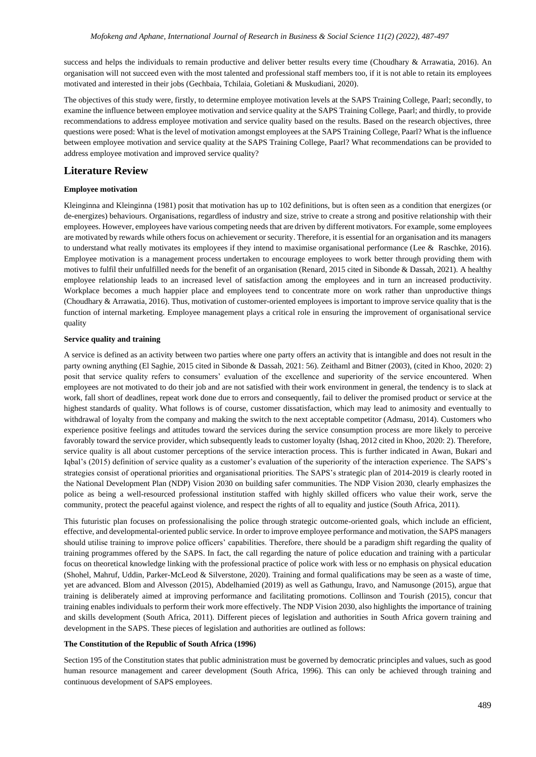success and helps the individuals to remain productive and deliver better results every time (Choudhary & Arrawatia, 2016). An organisation will not succeed even with the most talented and professional staff members too, if it is not able to retain its employees motivated and interested in their jobs (Gechbaia, Tchilaia, Goletiani & Muskudiani, 2020).

The objectives of this study were, firstly, to determine employee motivation levels at the SAPS Training College, Paarl; secondly, to examine the influence between employee motivation and service quality at the SAPS Training College, Paarl; and thirdly, to provide recommendations to address employee motivation and service quality based on the results. Based on the research objectives, three questions were posed: What is the level of motivation amongst employees at the SAPS Training College, Paarl? What is the influence between employee motivation and service quality at the SAPS Training College, Paarl? What recommendations can be provided to address employee motivation and improved service quality?

## Literature Review

### Employee motivation

Kleinginna and Kleinginna (1981) posit that motivation has up to 102 definitions, but is often seen as a condition that energizes (or de-energizes) behaviours. Organisations, regardless of industry and size, strive to create a strong and positive relationship with their employees. However, employees have various competing needs that are driven by different motivators. For example, some employees are motivated by rewards while others focus on achievement or security. Therefore, it is essential for an organisation and its managers to understand what really motivates its employees if they intend to maximise organisational performance (Lee & Raschke, 2016). Employee motivation is a management process undertaken to encourage employees to work better through providing them with motives to fulfil their unfulfilled needs for the benefit of an organisation (Renard, 2015 cited in Sibonde & Dassah, 2021). A healthy employee relationship leads to an increased level of satisfaction among the employees and in turn an increased productivity. Workplace becomes a much happier place and employees tend to concentrate more on work rather than unproductive things (Choudhary & Arrawatia, 2016). Thus, motivation of customer-oriented employees is important to improve service quality that is the function of internal marketing. Employee management plays a critical role in ensuring the improvement of organisational service quality

### Service quality and training

A service is defined as an activity between two parties where one party offers an activity that is intangible and does not result in the party owning anything (El Saghie, 2015 cited in Sibonde & Dassah, 2021: 56). Zeithaml and Bitner (2003), (cited in Khoo, 2020: 2) posit that service quality refers to consumers' evaluation of the excellence and superiority of the service encountered. When employees are not motivated to do their job and are not satisfied with their work environment in general, the tendency is to slack at work, fall short of deadlines, repeat work done due to errors and consequently, fail to deliver the promised product or service at the highest standards of quality. What follows is of course, customer dissatisfaction, which may lead to animosity and eventually to withdrawal of loyalty from the company and making the switch to the next acceptable competitor (Admasu, 2014). Customers who experience positive feelings and attitudes toward the services during the service consumption process are more likely to perceive favorably toward the service provider, which subsequently leads to customer loyalty (Ishaq, 2012 cited in Khoo, 2020: 2). Therefore, service quality is all about customer perceptions of the service interaction process. This is further indicated in Awan, Bukari and Iqbal's (2015) definition of service quality as a customer's evaluation of the superiority of the interaction experience. The SAPS's strategies consist of operational priorities and organisational priorities. The SAPS's strategic plan of 2014-2019 is clearly rooted in the National Development Plan (NDP) Vision 2030 on building safer communities. The NDP Vision 2030, clearly emphasizes the police as being a well-resourced professional institution staffed with highly skilled officers who value their work, serve the community, protect the peaceful against violence, and respect the rights of all to equality and justice (South Africa, 2011).

This futuristic plan focuses on professionalising the police through strategic outcome-oriented goals, which include an efficient, effective, and developmental-oriented public service. In order to improve employee performance and motivation, the SAPS managers should utilise training to improve police officers' capabilities. Therefore, there should be a paradigm shift regarding the quality of training programmes offered by the SAPS. In fact, the call regarding the nature of police education and training with a particular focus on theoretical knowledge linking with the professional practice of police work with less or no emphasis on physical education (Shohel, Mahruf, Uddin, Parker-McLeod & Silverstone, 2020). Training and formal qualifications may be seen as a waste of time, yet are advanced. Blom and Alvesson (2015), Abdelhamied (2019) as well as Gathungu, Iravo, and Namusonge (2015), argue that training is deliberately aimed at improving performance and facilitating promotions. Collinson and Tourish (2015), concur that training enables individuals to perform their work more effectively. The NDP Vision 2030, also highlights the importance of training and skills development (South Africa, 2011). Different pieces of legislation and authorities in South Africa govern training and development in the SAPS. These pieces of legislation and authorities are outlined as follows:

### The Constitution of the Republic of South Africa (1996)

Section 195 of the Constitution states that public administration must be governed by democratic principles and values, such as good human resource management and career development (South Africa, 1996). This can only be achieved through training and continuous development of SAPS employees.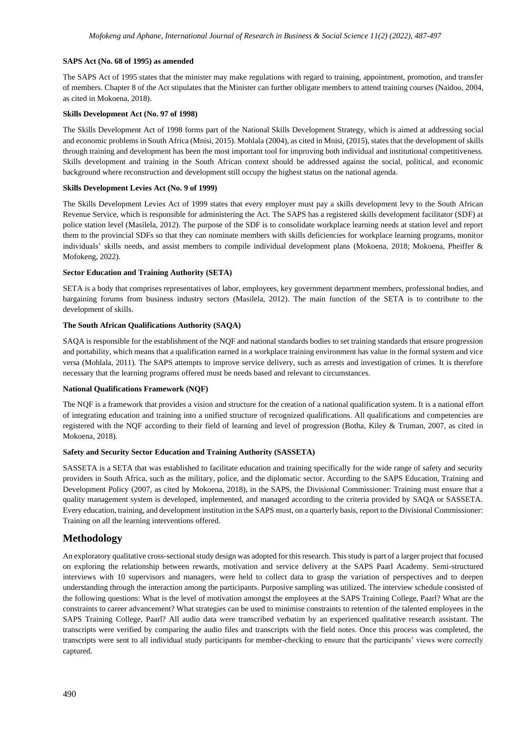**SAPS Act (No. 68 of 1995) as amended**

The SAPS Act of 1995 states that the minister may make regulations with regard to training, appointment, promotion, and transfer of members. Chapter 8 of the Act stipulates that the Minister can further obligate members to attend training courses (Naidoo, 2004, as cited in Mokoena, 2018).

**Skills Development Act (No. 97 of 1998)**

The Skills Development Act of 1998 forms part of the National Skills Development Strategy, which is aimed at addressing social and economic problems in South Africa (Mnisi, 2015). Mohlala (2004), as cited in Mnisi, (2015), states that the development of skills through training and development has been the most important tool for improving both individual and institutional competitiveness. Skills development and training in the South African context should be addressed against the social, political, and economic background where reconstruction and development still occupy the highest status on the national agenda.

**Skills Development Levies Act (No. 9 of 1999)**

The Skills Development Levies Act of 1999 states that every employer must pay a skills development levy to the South African Revenue Service, which is responsible for administering the Act. The SAPS has a registered skills development facilitator (SDF) at police station level (Masilela, 2012). The purpose of the SDF is to consolidate workplace learning needs at station level and report them to the provincial SDFs so that they can nominate members with skills deficiencies for workplace learning programs, monitor individuals' skills needs, and assist members to compile individual development plans (Mokoena, 2018; Mokoena, Pheiffer & Mofokeng, 2022).

**Sector Education and Training Authority (SETA)**

SETA is a body that comprises representatives of labor, employees, key government department members, professional bodies, and bargaining forums from business industry sectors (Masilela, 2012). The main function of the SETA is to contribute to the development of skills.

**The South African Qualifications Authority (SAQA)**

SAQA is responsible for the establishment of the NQF and national standards bodies to set training standards that ensure progression and portability, which means that a qualification earned in a workplace training environment has value in the formal system and vice versa (Mohlala, 2011). The SAPS attempts to improve service delivery, such as arrests and investigation of crimes. It is therefore necessary that the learning programs offered must be needs based and relevant to circumstances.

**National Qualifications Framework (NQF)**

The NQF is a framework that provides a vision and structure for the creation of a national qualification system. It is a national effort of integrating education and training into a unified structure of recognized qualifications. All qualifications and competencies are registered with the NQF according to their field of learning and level of progression (Botha, Kiley & Truman, 2007, as cited in Mokoena, 2018).

**Safety and Security Sector Education and Training Authority (SASSETA)**

SASSETA is a SETA that was established to facilitate education and training specifically for the wide range of safety and security providers in South Africa, such as the military, police, and the diplomatic sector. According to the SAPS Education, Training and Development Policy (2007, as cited by Mokoena, 2018), in the SAPS, the Divisional Commissioner: Training must ensure that a quality management system is developed, implemented, and managed according to the criteria provided by SAQA or SASSETA. Every education, training, and development institution in the SAPS must, on a quarterly basis, report to the Divisional Commissioner: Training on all the learning interventions offered.

## Methodology

An exploratory qualitative cross-sectional study design was adopted for this research. This study is part of a larger project that focused on exploring the relationship between rewards, motivation and service delivery at the SAPS Paarl Academy. Semi-structured interviews with 10 supervisors and managers, were held to collect data to grasp the variation of perspectives and to deepen understanding through the interaction among the participants. Purposive sampling was utilized. The interview schedule consisted of the following questions: What is the level of motivation amongst the employees at the SAPS Training College, Paarl? What are the constraints to career advancement? What strategies can be used to minimise constraints to retention of the talented employees in the SAPS Training College, Paarl? All audio data were transcribed verbatim by an experienced qualitative research assistant. The transcripts were verified by comparing the audio files and transcripts with the field notes. Once this process was completed, the transcripts were sent to all individual study participants for member-checking to ensure that the participants' views were correctly captured.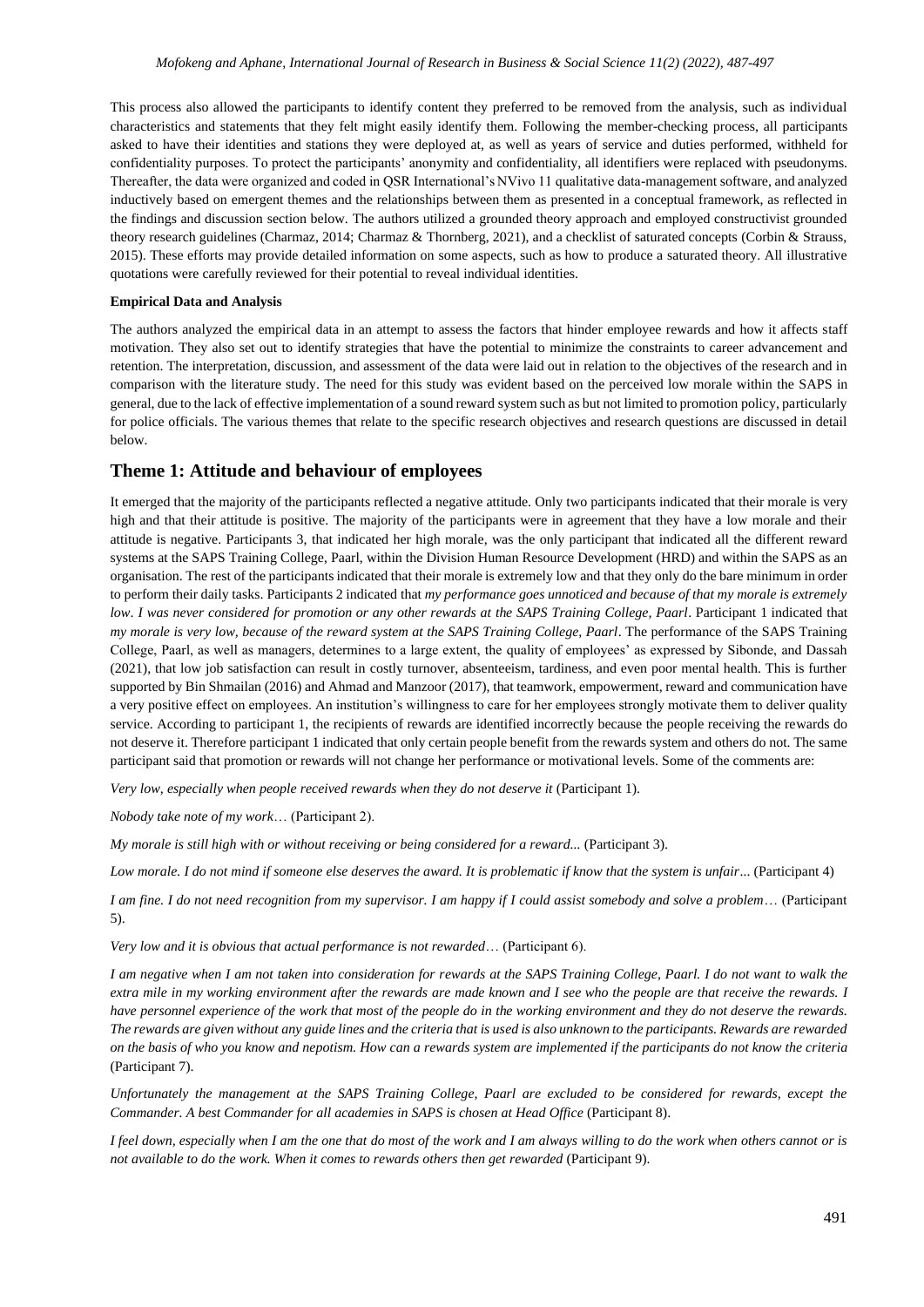This process also allowed the participants to identify content they preferred to be removed from the analysis, such as individual characteristics and statements that they felt might easily identify them. Following the member-checking process, all participants asked to have their identities and stations they were deployed at, as well as years of service and duties performed, withheld for confidentiality purposes. To protect the participants' anonymity and confidentiality, all identifiers were replaced with pseudonyms. Thereafter, the data were organized and coded in QSR International's NVivo 11 qualitative data-management software, and analyzed inductively based on emergent themes and the relationships between them as presented in a conceptual framework, as reflected in the findings and discussion section below. The authors utilized a grounded theory approach and employed constructivist grounded theory research guidelines (Charmaz, 2014; Charmaz & Thornberg, 2021), and a checklist of saturated concepts (Corbin & Strauss, 2015). These efforts may provide detailed information on some aspects, such as how to produce a saturated theory. All illustrative quotations were carefully reviewed for their potential to reveal individual identities.

**Empirical Data and Analysis**

The authors analyzed the empirical data in an attempt to assess the factors that hinder employee rewards and how it affects staff motivation. They also set out to identify strategies that have the potential to minimize the constraints to career advancement and retention. The interpretation, discussion, and assessment of the data were laid out in relation to the objectives of the research and in comparison with the literature study. The need for this study was evident based on the perceived low morale within the SAPS in general, due to the lack of effective implementation of a sound reward system such as but not limited to promotion policy, particularly for police officials. The various themes that relate to the specific research objectives and research questions are discussed in detail below.

## Theme 1: Attitude and behaviour of employees

It emerged that the majority of the participants reflected a negative attitude. Only two participants indicated that their morale is very high and that their attitude is positive. The majority of the participants were in agreement that they have a low morale and their attitude is negative. Participants 3, that indicated her high morale, was the only participant that indicated all the different reward systems at the SAPS Training College, Paarl, within the Division Human Resource Development (HRD) and within the SAPS as an organisation. The rest of the participants indicated that their morale is extremely low and that they only do the bare minimum in order to perform their daily tasks. Participants 2 indicated that *my performance goes unnoticed and because of that my morale is extremely low*. *I was never considered for promotion or any other rewards at the SAPS Training College, Paarl*. Participant 1 indicated that *my morale is very low, because of the reward system at the SAPS Training College, Paarl*. The performance of the SAPS Training College, Paarl, as well as managers, determines to a large extent, the quality of employees' as expressed by Sibonde, and Dassah (2021), that low job satisfaction can result in costly turnover, absenteeism, tardiness, and even poor mental health. This is further supported by Bin Shmailan (2016) and Ahmad and Manzoor (2017), that teamwork, empowerment, reward and communication have a very positive effect on employees. An institution's willingness to care for her employees strongly motivate them to deliver quality service. According to participant 1, the recipients of rewards are identified incorrectly because the people receiving the rewards do not deserve it. Therefore participant 1 indicated that only certain people benefit from the rewards system and others do not. The same participant said that promotion or rewards will not change her performance or motivational levels. Some of the comments are:

*Very low, especially when people received rewards when they do not deserve it* (Participant 1).

*Nobody take note of my work*… (Participant 2).

*My morale is still high with or without receiving or being considered for a reward...* (Participant 3).

*Low morale. I do not mind if someone else deserves the award. It is problematic if know that the system is unfair...* (Participant 4)

*I am fine. I do not need recognition from my supervisor. I am happy if I could assist somebody and solve a problem*… (Participant 5).

*Very low and it is obvious that actual performance is not rewarded*… (Participant 6).

*I am negative when I am not taken into consideration for rewards at the SAPS Training College, Paarl. I do not want to walk the extra mile in my working environment after the rewards are made known and I see who the people are that receive the rewards. I have personnel experience of the work that most of the people do in the working environment and they do not deserve the rewards. The rewards are given without any guide lines and the criteria that is used is also unknown to the participants. Rewards are rewarded on the basis of who you know and nepotism. How can a rewards system are implemented if the participants do not know the criteria* (Participant 7).

*Unfortunately the management at the SAPS Training College, Paarl are excluded to be considered for rewards, except the Commander. A best Commander for all academies in SAPS is chosen at Head Office* (Participant 8).

*I feel down, especially when I am the one that do most of the work and I am always willing to do the work when others cannot or is not available to do the work. When it comes to rewards others then get rewarded* (Participant 9).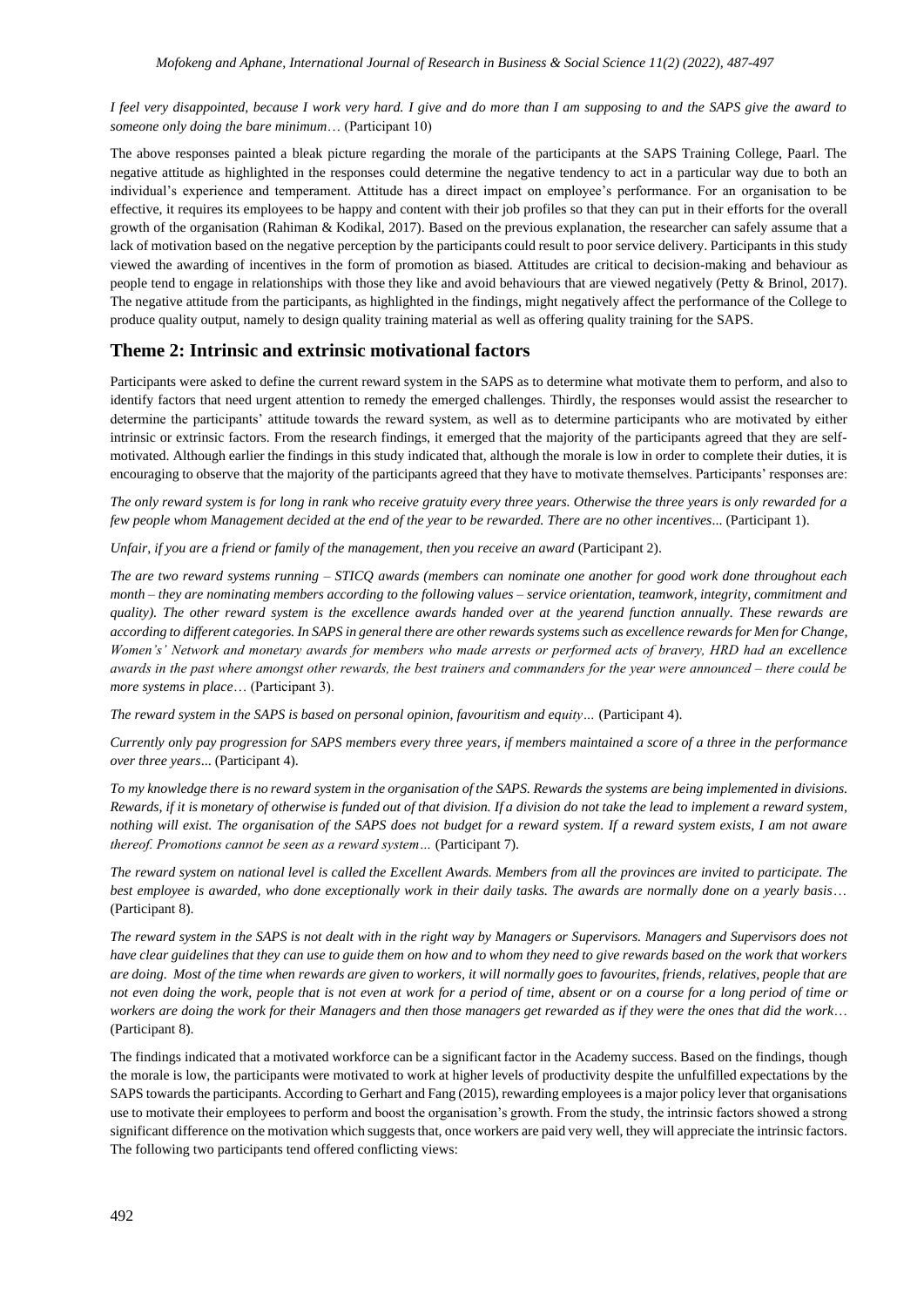*I feel very disappointed, because I work very hard. I give and do more than I am supposing to and the SAPS give the award to someone only doing the bare minimum…* (Participant 10)

The above responses painted a bleak picture regarding the morale of the participants at the SAPS Training College, Paarl. The negative attitude as highlighted in the responses could determine the negative tendency to act in a particular way due to both an individual's experience and temperament. Attitude has a direct impact on employee's performance. For an organisation to be effective, it requires its employees to be happy and content with their job profiles so that they can put in their efforts for the overall growth of the organisation (Rahiman & Kodikal, 2017). Based on the previous explanation, the researcher can safely assume that a lack of motivation based on the negative perception by the participants could result to poor service delivery. Participants in this study viewed the awarding of incentives in the form of promotion as biased. Attitudes are critical to decision-making and behaviour as people tend to engage in relationships with those they like and avoid behaviours that are viewed negatively (Petty & Brinol, 2017). The negative attitude from the participants, as highlighted in the findings, might negatively affect the performance of the College to produce quality output, namely to design quality training material as well as offering quality training for the SAPS.

## Theme 2: Intrinsic and extrinsic motivational factors

Participants were asked to define the current reward system in the SAPS as to determine what motivate them to perform, and also to identify factors that need urgent attention to remedy the emerged challenges. Thirdly, the responses would assist the researcher to determine the participants' attitude towards the reward system, as well as to determine participants who are motivated by either intrinsic or extrinsic factors. From the research findings, it emerged that the majority of the participants agreed that they are self-motivated. Although earlier the findings in this study indicated that, although the morale is low in order to complete their duties, it is encouraging to observe that the majority of the participants agreed that they have to motivate themselves. Participants' responses are:

*The only reward system is for long in rank who receive gratuity every three years. Otherwise the three years is only rewarded for a few people whom Management decided at the end of the year to be rewarded. There are no other incentives...* (Participant 1).

*Unfair, if you are a friend or family of the management, then you receive an award* (Participant 2).

*The are two reward systems running – STICQ awards (members can nominate one another for good work done throughout each month – they are nominating members according to the following values – service orientation, teamwork, integrity, commitment and quality). The other reward system is the excellence awards handed over at the yearend function annually. These rewards are according to different categories. In SAPS in general there are other rewards systems such as excellence rewards for Men for Change, Women's' Network and monetary awards for members who made arrests or performed acts of bravery, HRD had an excellence awards in the past where amongst other rewards, the best trainers and commanders for the year were announced – there could be more systems in place…* (Participant 3).

*The reward system in the SAPS is based on personal opinion, favouritism and equity…* (Participant 4).

*Currently only pay progression for SAPS members every three years, if members maintained a score of a three in the performance over three years...* (Participant 4).

*To my knowledge there is no reward system in the organisation of the SAPS. Rewards the systems are being implemented in divisions. Rewards, if it is monetary of otherwise is funded out of that division. If a division do not take the lead to implement a reward system, nothing will exist. The organisation of the SAPS does not budget for a reward system. If a reward system exists, I am not aware thereof. Promotions cannot be seen as a reward system…* (Participant 7).

*The reward system on national level is called the Excellent Awards. Members from all the provinces are invited to participate. The best employee is awarded, who done exceptionally work in their daily tasks. The awards are normally done on a yearly basis…* (Participant 8).

*The reward system in the SAPS is not dealt with in the right way by Managers or Supervisors. Managers and Supervisors does not have clear guidelines that they can use to guide them on how and to whom they need to give rewards based on the work that workers are doing. Most of the time when rewards are given to workers, it will normally goes to favourites, friends, relatives, people that are not even doing the work, people that is not even at work for a period of time, absent or on a course for a long period of time or workers are doing the work for their Managers and then those managers get rewarded as if they were the ones that did the work…* (Participant 8).

The findings indicated that a motivated workforce can be a significant factor in the Academy success. Based on the findings, though the morale is low, the participants were motivated to work at higher levels of productivity despite the unfulfilled expectations by the SAPS towards the participants. According to Gerhart and Fang (2015), rewarding employees is a major policy lever that organisations use to motivate their employees to perform and boost the organisation's growth. From the study, the intrinsic factors showed a strong significant difference on the motivation which suggests that, once workers are paid very well, they will appreciate the intrinsic factors. The following two participants tend offered conflicting views: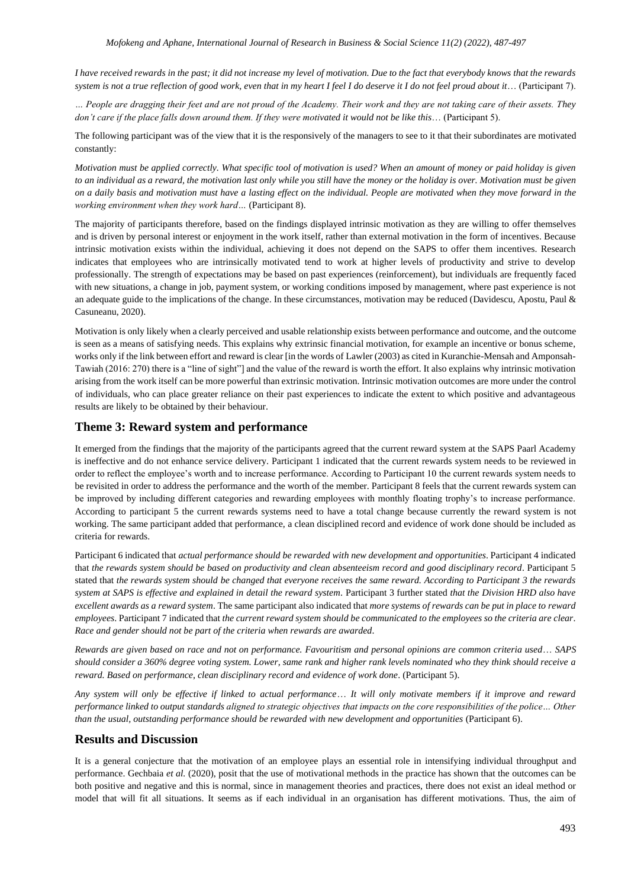*I have received rewards in the past; it did not increase my level of motivation. Due to the fact that everybody knows that the rewards system is not a true reflection of good work, even that in my heart I feel I do deserve it I do not feel proud about it*… (Participant 7).

*… People are dragging their feet and are not proud of the Academy. Their work and they are not taking care of their assets. They don't care if the place falls down around them. If they were motivated it would not be like this*… (Participant 5).

The following participant was of the view that it is the responsively of the managers to see to it that their subordinates are motivated constantly:

*Motivation must be applied correctly. What specific tool of motivation is used? When an amount of money or paid holiday is given to an individual as a reward, the motivation last only while you still have the money or the holiday is over. Motivation must be given on a daily basis and motivation must have a lasting effect on the individual. People are motivated when they move forward in the working environment when they work hard…* (Participant 8).

The majority of participants therefore, based on the findings displayed intrinsic motivation as they are willing to offer themselves and is driven by personal interest or enjoyment in the work itself, rather than external motivation in the form of incentives. Because intrinsic motivation exists within the individual, achieving it does not depend on the SAPS to offer them incentives. Research indicates that employees who are intrinsically motivated tend to work at higher levels of productivity and strive to develop professionally. The strength of expectations may be based on past experiences (reinforcement), but individuals are frequently faced with new situations, a change in job, payment system, or working conditions imposed by management, where past experience is not an adequate guide to the implications of the change. In these circumstances, motivation may be reduced (Davidescu, Apostu, Paul & Casuneanu, 2020).

Motivation is only likely when a clearly perceived and usable relationship exists between performance and outcome, and the outcome is seen as a means of satisfying needs. This explains why extrinsic financial motivation, for example an incentive or bonus scheme, works only if the link between effort and reward is clear [in the words of Lawler (2003) as cited in Kuranchie-Mensah and Amponsah-Tawiah (2016: 270) there is a "line of sight"] and the value of the reward is worth the effort. It also explains why intrinsic motivation arising from the work itself can be more powerful than extrinsic motivation. Intrinsic motivation outcomes are more under the control of individuals, who can place greater reliance on their past experiences to indicate the extent to which positive and advantageous results are likely to be obtained by their behaviour.

## Theme 3: Reward system and performance

It emerged from the findings that the majority of the participants agreed that the current reward system at the SAPS Paarl Academy is ineffective and do not enhance service delivery. Participant 1 indicated that the current rewards system needs to be reviewed in order to reflect the employee's worth and to increase performance. According to Participant 10 the current rewards system needs to be revisited in order to address the performance and the worth of the member. Participant 8 feels that the current rewards system can be improved by including different categories and rewarding employees with monthly floating trophy's to increase performance. According to participant 5 the current rewards systems need to have a total change because currently the reward system is not working. The same participant added that performance, a clean disciplined record and evidence of work done should be included as criteria for rewards.

Participant 6 indicated that *actual performance should be rewarded with new development and opportunities*. Participant 4 indicated that *the rewards system should be based on productivity and clean absenteeism record and good disciplinary record*. Participant 5 stated that *the rewards system should be changed that everyone receives the same reward. According to Participant 3 the rewards system at SAPS is effective and explained in detail the reward system*. Participant 3 further stated *that the Division HRD also have excellent awards as a reward system*. The same participant also indicated that *more systems of rewards can be put in place to reward employees*. Participant 7 indicated that *the current reward system should be communicated to the employees so the criteria are clear. Race and gender should not be part of the criteria when rewards are awarded*.

*Rewards are given based on race and not on performance. Favouritism and personal opinions are common criteria used… SAPS should consider a 360% degree voting system. Lower, same rank and higher rank levels nominated who they think should receive a reward. Based on performance, clean disciplinary record and evidence of work done*. (Participant 5).

*Any system will only be effective if linked to actual performance… It will only motivate members if it improve and reward performance linked to output standards aligned to strategic objectives that impacts on the core responsibilities of the police… Other than the usual, outstanding performance should be rewarded with new development and opportunities* (Participant 6).

## Results and Discussion

It is a general conjecture that the motivation of an employee plays an essential role in intensifying individual throughput and performance. Gechbaia *et al.* (2020), posit that the use of motivational methods in the practice has shown that the outcomes can be both positive and negative and this is normal, since in management theories and practices, there does not exist an ideal method or model that will fit all situations. It seems as if each individual in an organisation has different motivations. Thus, the aim of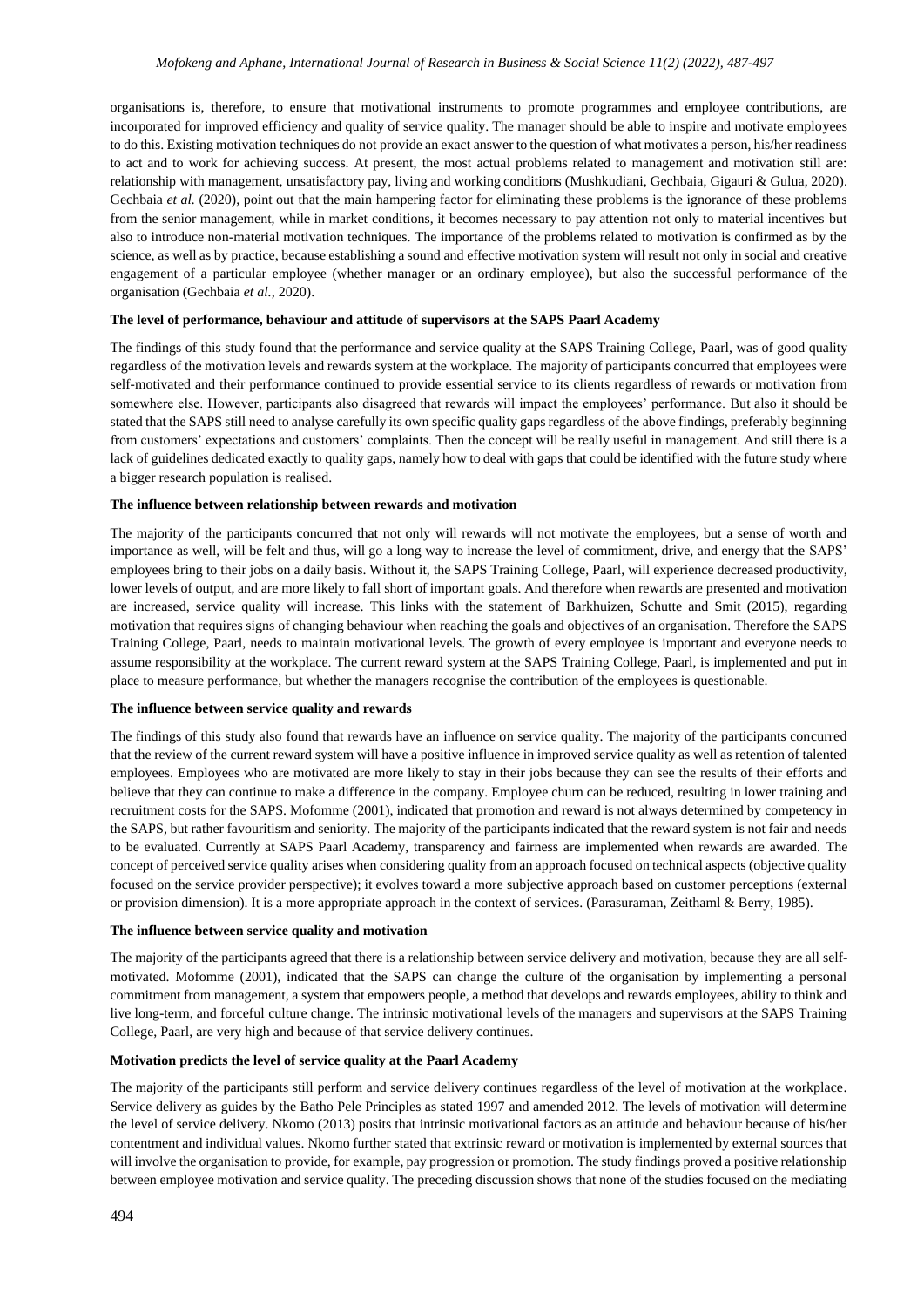organisations is, therefore, to ensure that motivational instruments to promote programmes and employee contributions, are incorporated for improved efficiency and quality of service quality. The manager should be able to inspire and motivate employees to do this. Existing motivation techniques do not provide an exact answer to the question of what motivates a person, his/her readiness to act and to work for achieving success. At present, the most actual problems related to management and motivation still are: relationship with management, unsatisfactory pay, living and working conditions (Mushkudiani, Gechbaia, Gigauri & Gulua, 2020). Gechbaia *et al.* (2020), point out that the main hampering factor for eliminating these problems is the ignorance of these problems from the senior management, while in market conditions, it becomes necessary to pay attention not only to material incentives but also to introduce non-material motivation techniques. The importance of the problems related to motivation is confirmed as by the science, as well as by practice, because establishing a sound and effective motivation system will result not only in social and creative engagement of a particular employee (whether manager or an ordinary employee), but also the successful performance of the organisation (Gechbaia *et al.,* 2020).

**The level of performance, behaviour and attitude of supervisors at the SAPS Paarl Academy**

The findings of this study found that the performance and service quality at the SAPS Training College, Paarl, was of good quality regardless of the motivation levels and rewards system at the workplace. The majority of participants concurred that employees were self-motivated and their performance continued to provide essential service to its clients regardless of rewards or motivation from somewhere else. However, participants also disagreed that rewards will impact the employees' performance. But also it should be stated that the SAPS still need to analyse carefully its own specific quality gaps regardless of the above findings, preferably beginning from customers' expectations and customers' complaints. Then the concept will be really useful in management. And still there is a lack of guidelines dedicated exactly to quality gaps, namely how to deal with gaps that could be identified with the future study where a bigger research population is realised.

**The influence between relationship between rewards and motivation**

The majority of the participants concurred that not only will rewards will not motivate the employees, but a sense of worth and importance as well, will be felt and thus, will go a long way to increase the level of commitment, drive, and energy that the SAPS' employees bring to their jobs on a daily basis. Without it, the SAPS Training College, Paarl, will experience decreased productivity, lower levels of output, and are more likely to fall short of important goals. And therefore when rewards are presented and motivation are increased, service quality will increase. This links with the statement of Barkhuizen, Schutte and Smit (2015), regarding motivation that requires signs of changing behaviour when reaching the goals and objectives of an organisation. Therefore the SAPS Training College, Paarl, needs to maintain motivational levels. The growth of every employee is important and everyone needs to assume responsibility at the workplace. The current reward system at the SAPS Training College, Paarl, is implemented and put in place to measure performance, but whether the managers recognise the contribution of the employees is questionable.

**The influence between service quality and rewards**

The findings of this study also found that rewards have an influence on service quality. The majority of the participants concurred that the review of the current reward system will have a positive influence in improved service quality as well as retention of talented employees. Employees who are motivated are more likely to stay in their jobs because they can see the results of their efforts and believe that they can continue to make a difference in the company. Employee churn can be reduced, resulting in lower training and recruitment costs for the SAPS. Mofomme (2001), indicated that promotion and reward is not always determined by competency in the SAPS, but rather favouritism and seniority. The majority of the participants indicated that the reward system is not fair and needs to be evaluated. Currently at SAPS Paarl Academy, transparency and fairness are implemented when rewards are awarded. The concept of perceived service quality arises when considering quality from an approach focused on technical aspects (objective quality focused on the service provider perspective); it evolves toward a more subjective approach based on customer perceptions (external or provision dimension). It is a more appropriate approach in the context of services. (Parasuraman, Zeithaml & Berry, 1985).

**The influence between service quality and motivation**

The majority of the participants agreed that there is a relationship between service delivery and motivation, because they are all self-motivated. Mofomme (2001), indicated that the SAPS can change the culture of the organisation by implementing a personal commitment from management, a system that empowers people, a method that develops and rewards employees, ability to think and live long-term, and forceful culture change. The intrinsic motivational levels of the managers and supervisors at the SAPS Training College, Paarl, are very high and because of that service delivery continues.

**Motivation predicts the level of service quality at the Paarl Academy**

The majority of the participants still perform and service delivery continues regardless of the level of motivation at the workplace. Service delivery as guides by the Batho Pele Principles as stated 1997 and amended 2012. The levels of motivation will determine the level of service delivery. Nkomo (2013) posits that intrinsic motivational factors as an attitude and behaviour because of his/her contentment and individual values. Nkomo further stated that extrinsic reward or motivation is implemented by external sources that will involve the organisation to provide, for example, pay progression or promotion. The study findings proved a positive relationship between employee motivation and service quality. The preceding discussion shows that none of the studies focused on the mediating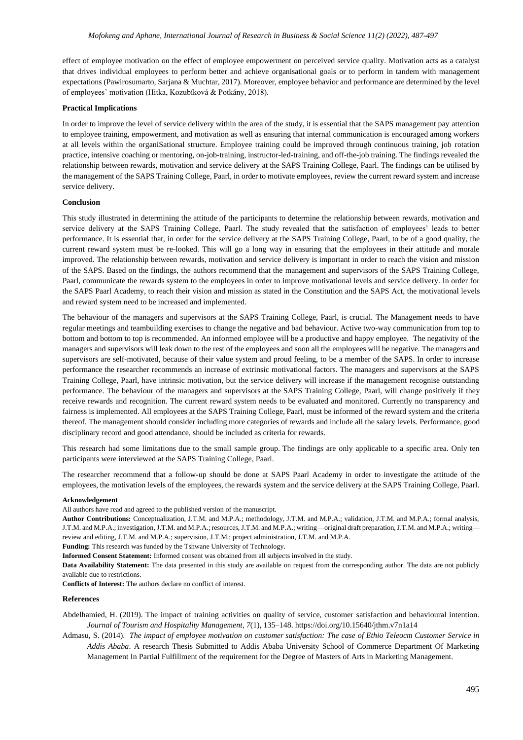effect of employee motivation on the effect of employee empowerment on perceived service quality. Motivation acts as a catalyst that drives individual employees to perform better and achieve organisational goals or to perform in tandem with management expectations (Pawirosumarto, Sarjana & Muchtar, 2017). Moreover, employee behavior and performance are determined by the level of employees' motivation (Hitka, Kozubíková & Potkány, 2018).

### Practical Implications

In order to improve the level of service delivery within the area of the study, it is essential that the SAPS management pay attention to employee training, empowerment, and motivation as well as ensuring that internal communication is encouraged among workers at all levels within the organiSational structure. Employee training could be improved through continuous training, job rotation practice, intensive coaching or mentoring, on-job-training, instructor-led-training, and off-the-job training. The findings revealed the relationship between rewards, motivation and service delivery at the SAPS Training College, Paarl. The findings can be utilised by the management of the SAPS Training College, Paarl, in order to motivate employees, review the current reward system and increase service delivery.

### Conclusion

This study illustrated in determining the attitude of the participants to determine the relationship between rewards, motivation and service delivery at the SAPS Training College, Paarl. The study revealed that the satisfaction of employees' leads to better performance. It is essential that, in order for the service delivery at the SAPS Training College, Paarl, to be of a good quality, the current reward system must be re-looked. This will go a long way in ensuring that the employees in their attitude and morale improved. The relationship between rewards, motivation and service delivery is important in order to reach the vision and mission of the SAPS. Based on the findings, the authors recommend that the management and supervisors of the SAPS Training College, Paarl, communicate the rewards system to the employees in order to improve motivational levels and service delivery. In order for the SAPS Paarl Academy, to reach their vision and mission as stated in the Constitution and the SAPS Act, the motivational levels and reward system need to be increased and implemented.

The behaviour of the managers and supervisors at the SAPS Training College, Paarl, is crucial. The Management needs to have regular meetings and teambuilding exercises to change the negative and bad behaviour. Active two-way communication from top to bottom and bottom to top is recommended. An informed employee will be a productive and happy employee. The negativity of the managers and supervisors will leak down to the rest of the employees and soon all the employees will be negative. The managers and supervisors are self-motivated, because of their value system and proud feeling, to be a member of the SAPS. In order to increase performance the researcher recommends an increase of extrinsic motivational factors. The managers and supervisors at the SAPS Training College, Paarl, have intrinsic motivation, but the service delivery will increase if the management recognise outstanding performance. The behaviour of the managers and supervisors at the SAPS Training College, Paarl, will change positively if they receive rewards and recognition. The current reward system needs to be evaluated and monitored. Currently no transparency and fairness is implemented. All employees at the SAPS Training College, Paarl, must be informed of the reward system and the criteria thereof. The management should consider including more categories of rewards and include all the salary levels. Performance, good disciplinary record and good attendance, should be included as criteria for rewards.

This research had some limitations due to the small sample group. The findings are only applicable to a specific area. Only ten participants were interviewed at the SAPS Training College, Paarl.

The researcher recommend that a follow-up should be done at SAPS Paarl Academy in order to investigate the attitude of the employees, the motivation levels of the employees, the rewards system and the service delivery at the SAPS Training College, Paarl.

**Acknowledgement**

All authors have read and agreed to the published version of the manuscript.

**Author Contributions:** Conceptualization, J.T.M. and M.P.A.; methodology, J.T.M. and M.P.A.; validation, J.T.M. and M.P.A.; formal analysis, J.T.M. and M.P.A.; investigation, J.T.M. and M.P.A.; resources, J.T.M. and M.P.A.; writing—original draft preparation, J.T.M. and M.P.A.; writing—review and editing, J.T.M. and M.P.A.; supervision, J.T.M.; project administration, J.T.M. and M.P.A.

**Funding:** This research was funded by the Tshwane University of Technology.

**Informed Consent Statement:** Informed consent was obtained from all subjects involved in the study.

**Data Availability Statement:** The data presented in this study are available on request from the corresponding author. The data are not publicly available due to restrictions.

**Conflicts of Interest:** The authors declare no conflict of interest.

### References

Abdelhamied, H. (2019). The impact of training activities on quality of service, customer satisfaction and behavioural intention. *Journal of Tourism and Hospitality Management, 7*(1), 135–148. https://doi.org/10.15640/jthm.v7n1a14

Admasu, S. (2014). *The impact of employee motivation on customer satisfaction: The case of Ethio Teleocm Customer Service in Addis Ababa*. A research Thesis Submitted to Addis Ababa University School of Commerce Department Of Marketing Management In Partial Fulfillment of the requirement for the Degree of Masters of Arts in Marketing Management.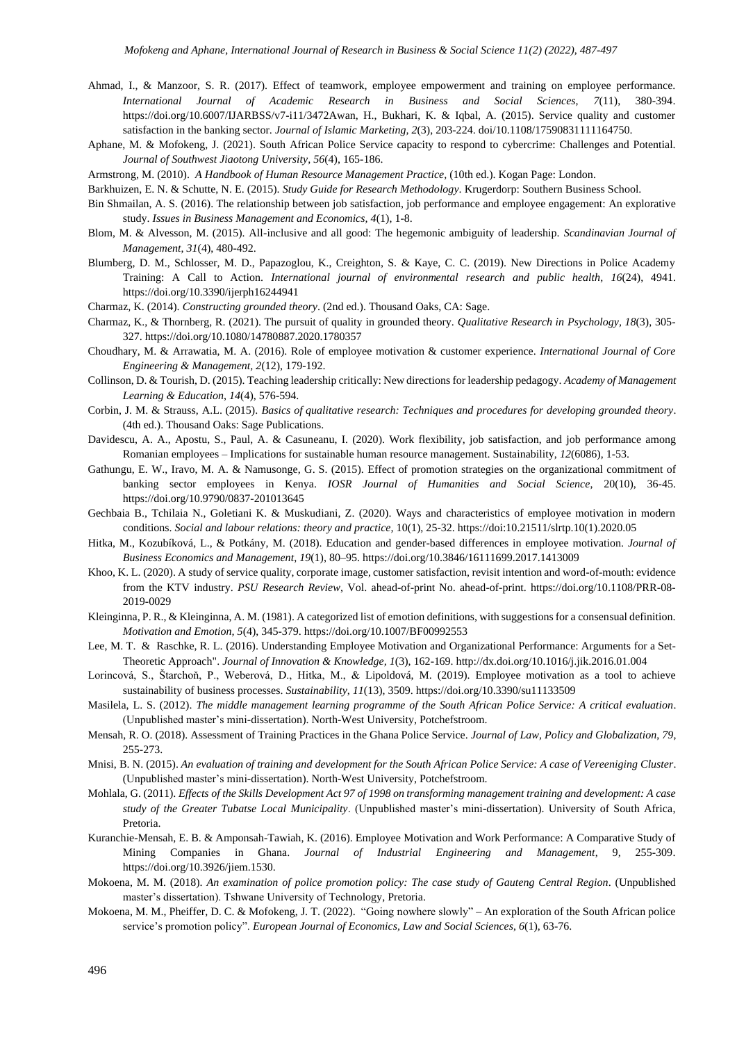Ahmad, I., & Manzoor, S. R. (2017). Effect of teamwork, employee empowerment and training on employee performance. *International Journal of Academic Research in Business and Social Sciences*, *7*(11), 380-394. https://doi.org/10.6007/IJARBSS/v7-i11/3472Awan, H., Bukhari, K. & Iqbal, A. (2015). Service quality and customer satisfaction in the banking sector. *Journal of Islamic Marketing*, *2*(3), 203-224. doi/10.1108/17590831111164750.

Aphane, M. & Mofokeng, J. (2021). South African Police Service capacity to respond to cybercrime: Challenges and Potential. *Journal of Southwest Jiaotong University*, *56*(4), 165-186.

Armstrong, M. (2010). *A Handbook of Human Resource Management Practice*, (10th ed.). Kogan Page: London.

Barkhuizen, E. N. & Schutte, N. E. (2015). *Study Guide for Research Methodology*. Krugerdorp: Southern Business School.

Bin Shmailan, A. S. (2016). The relationship between job satisfaction, job performance and employee engagement: An explorative study. *Issues in Business Management and Economics*, *4*(1), 1-8.

Blom, M. & Alvesson, M. (2015). All-inclusive and all good: The hegemonic ambiguity of leadership. *Scandinavian Journal of Management*, *31*(4), 480-492.

Blumberg, D. M., Schlosser, M. D., Papazoglou, K., Creighton, S. & Kaye, C. C. (2019). New Directions in Police Academy Training: A Call to Action. *International journal of environmental research and public health*, *16*(24), 4941. https://doi.org/10.3390/ijerph16244941

Charmaz, K. (2014). *Constructing grounded theory*. (2nd ed.). Thousand Oaks, CA: Sage.

Charmaz, K., & Thornberg, R. (2021). The pursuit of quality in grounded theory. *Qualitative Research in Psychology*, *18*(3), 305-327. https://doi.org/10.1080/14780887.2020.1780357

Choudhary, M. & Arrawatia, M. A. (2016). Role of employee motivation & customer experience. *International Journal of Core Engineering & Management*, *2*(12), 179-192.

Collinson, D. & Tourish, D. (2015). Teaching leadership critically: New directions for leadership pedagogy. *Academy of Management Learning & Education*, *14*(4), 576-594.

Corbin, J. M. & Strauss, A.L. (2015). *Basics of qualitative research: Techniques and procedures for developing grounded theory*. (4th ed.). Thousand Oaks: Sage Publications.

Davidescu, A. A., Apostu, S., Paul, A. & Casuneanu, I. (2020). Work flexibility, job satisfaction, and job performance among Romanian employees – Implications for sustainable human resource management. Sustainability, *12*(6086), 1-53.

Gathungu, E. W., Iravo, M. A. & Namusonge, G. S. (2015). Effect of promotion strategies on the organizational commitment of banking sector employees in Kenya. *IOSR Journal of Humanities and Social Science*, 20(10), 36-45. https://doi.org/10.9790/0837-201013645

Gechbaia B., Tchilaia N., Goletiani K. & Muskudiani, Z. (2020). Ways and characteristics of employee motivation in modern conditions. *Social and labour relations: theory and practice,* 10(1), 25-32. https://doi:10.21511/slrtp.10(1).2020.05

Hitka, M., Kozubíková, L., & Potkány, M. (2018). Education and gender-based differences in employee motivation. *Journal of Business Economics and Management*, *19*(1), 80–95. https://doi.org/10.3846/16111699.2017.1413009

Khoo, K. L. (2020). A study of service quality, corporate image, customer satisfaction, revisit intention and word-of-mouth: evidence from the KTV industry. *PSU Research Review,* Vol. ahead-of-print No. ahead-of-print. https://doi.org/10.1108/PRR-08-2019-0029

Kleinginna, P. R., & Kleinginna, A. M. (1981). A categorized list of emotion definitions, with suggestions for a consensual definition. *Motivation and Emotion, 5*(4), 345-379. https://doi.org/10.1007/BF00992553

Lee, M. T. & Raschke, R. L. (2016). Understanding Employee Motivation and Organizational Performance: Arguments for a Set-Theoretic Approach". *Journal of Innovation & Knowledge, 1*(3), 162-169. http://dx.doi.org/10.1016/j.jik.2016.01.004

Lorincová, S., Štarchoň, P., Weberová, D., Hitka, M., & Lipoldová, M. (2019). Employee motivation as a tool to achieve sustainability of business processes. *Sustainability*, *11*(13), 3509. https://doi.org/10.3390/su11133509

Masilela, L. S. (2012). *The middle management learning programme of the South African Police Service: A critical evaluation*. (Unpublished master's mini-dissertation). North-West University, Potchefstroom.

Mensah, R. O. (2018). Assessment of Training Practices in the Ghana Police Service. *Journal of Law, Policy and Globalization*, *79*, 255-273.

Mnisi, B. N. (2015). *An evaluation of training and development for the South African Police Service: A case of Vereeniging Cluster*. (Unpublished master's mini-dissertation). North-West University, Potchefstroom.

Mohlala, G. (2011). *Effects of the Skills Development Act 97 of 1998 on transforming management training and development: A case study of the Greater Tubatse Local Municipality*. (Unpublished master's mini-dissertation). University of South Africa, Pretoria.

Kuranchie-Mensah, E. B. & Amponsah-Tawiah, K. (2016). Employee Motivation and Work Performance: A Comparative Study of Mining Companies in Ghana. *Journal of Industrial Engineering and Management*, 9, 255-309. https://doi.org/10.3926/jiem.1530.

Mokoena, M. M. (2018). *An examination of police promotion policy: The case study of Gauteng Central Region*. (Unpublished master's dissertation). Tshwane University of Technology, Pretoria.

Mokoena, M. M., Pheiffer, D. C. & Mofokeng, J. T. (2022). "Going nowhere slowly" – An exploration of the South African police service's promotion policy". *European Journal of Economics, Law and Social Sciences*, *6*(1), 63-76.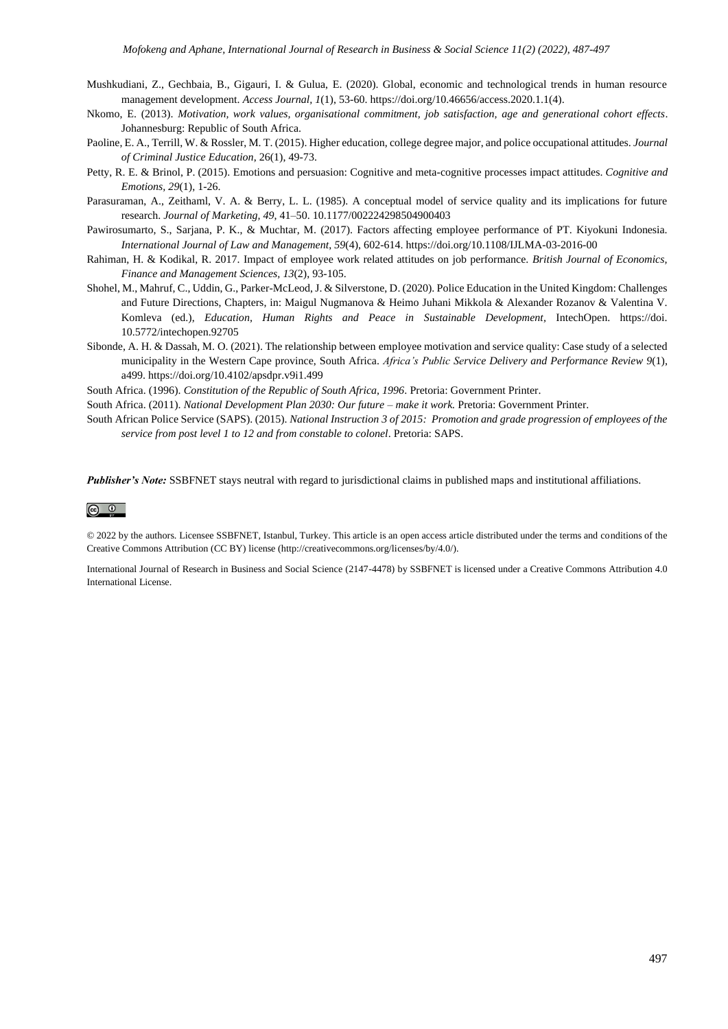Mushkudiani, Z., Gechbaia, B., Gigauri, I. & Gulua, E. (2020). Global, economic and technological trends in human resource management development. *Access Journal, 1*(1), 53-60. https://doi.org/10.46656/access.2020.1.1(4).

Nkomo, E. (2013). *Motivation, work values, organisational commitment, job satisfaction, age and generational cohort effects*. Johannesburg: Republic of South Africa.

Paoline, E. A., Terrill, W. & Rossler, M. T. (2015). Higher education, college degree major, and police occupational attitudes. *Journal of Criminal Justice Education*, 26(1), 49-73.

Petty, R. E. & Brinol, P. (2015). Emotions and persuasion: Cognitive and meta-cognitive processes impact attitudes. *Cognitive and Emotions, 29*(1), 1-26.

Parasuraman, A., Zeithaml, V. A. & Berry, L. L. (1985). A conceptual model of service quality and its implications for future research. *Journal of Marketing, 49*, 41–50. 10.1177/002224298504900403

Pawirosumarto, S., Sarjana, P. K., & Muchtar, M. (2017). Factors affecting employee performance of PT. Kiyokuni Indonesia. *International Journal of Law and Management, 59*(4), 602-614. https://doi.org/10.1108/IJLMA-03-2016-00

Rahiman, H. & Kodikal, R. 2017. Impact of employee work related attitudes on job performance. *British Journal of Economics, Finance and Management Sciences, 13*(2), 93-105.

Shohel, M., Mahruf, C., Uddin, G., Parker-McLeod, J. & Silverstone, D. (2020). Police Education in the United Kingdom: Challenges and Future Directions, Chapters, in: Maigul Nugmanova & Heimo Juhani Mikkola & Alexander Rozanov & Valentina V. Komleva (ed.), *Education, Human Rights and Peace in Sustainable Development*, IntechOpen. https://doi. 10.5772/intechopen.92705

Sibonde, A. H. & Dassah, M. O. (2021). The relationship between employee motivation and service quality: Case study of a selected municipality in the Western Cape province, South Africa. *Africa's Public Service Delivery and Performance Review 9*(1), a499. https://doi.org/10.4102/apsdpr.v9i1.499

South Africa. (1996). *Constitution of the Republic of South Africa, 1996*. Pretoria: Government Printer.

South Africa. (2011). *National Development Plan 2030: Our future – make it work.* Pretoria: Government Printer.

South African Police Service (SAPS). (2015). *National Instruction 3 of 2015: Promotion and grade progression of employees of the service from post level 1 to 12 and from constable to colonel*. Pretoria: SAPS.

***Publisher's Note:*** SSBFNET stays neutral with regard to jurisdictional claims in published maps and institutional affiliations.

© 2022 by the authors. Licensee SSBFNET, Istanbul, Turkey. This article is an open access article distributed under the terms and conditions of the Creative Commons Attribution (CC BY) license (http://creativecommons.org/licenses/by/4.0/).

International Journal of Research in Business and Social Science (2147-4478) by SSBFNET is licensed under a Creative Commons Attribution 4.0 International License.